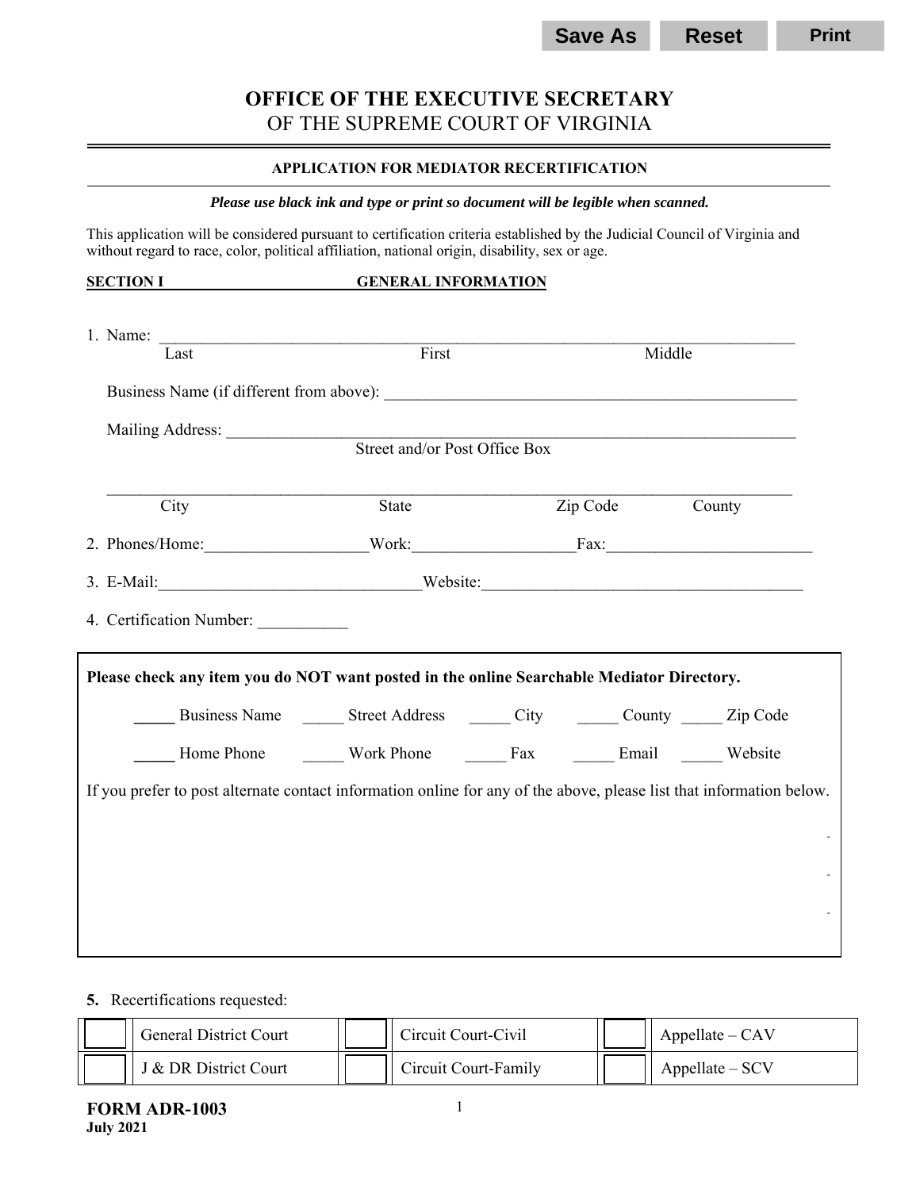Save As | Reset | Print

# OFFICE OF THE EXECUTIVE SECRETARY
## OF THE SUPREME COURT OF VIRGINIA

**APPLICATION FOR MEDIATOR RECERTIFICATION**

***Please use black ink and type or print so document will be legible when scanned.***

This application will be considered pursuant to certification criteria established by the Judicial Council of Virginia and without regard to race, color, political affiliation, national origin, disability, sex or age.

**SECTION I GENERAL INFORMATION**

1. Name: ______________________________________________________________
   Last                    First                    Middle

   Business Name (if different from above): ______________________________________

   Mailing Address: ______________________________________________________
   Street and/or Post Office Box

   ______________________________________________________________________
   City                    State                    Zip Code                    County

2. Phones/Home:___________________Work:___________________Fax:________________________

3. E-Mail:_______________________________Website:______________________________________

4. Certification Number: ___________

**Please check any item you do NOT want posted in the online Searchable Mediator Directory.**

_____ Business Name   _____ Street Address   _____ City   _____ County   _____ Zip Code

_____ Home Phone   _____ Work Phone   _____ Fax   _____ Email   _____ Website

If you prefer to post alternate contact information online for any of the above, please list that information below.

**5.** Recertifications requested:

| | | | | | |
|---|---|---|---|---|---|
| ☐ | General District Court | ☐ | Circuit Court-Civil | ☐ | Appellate – CAV |
| ☐ | J & DR District Court | ☐ | Circuit Court-Family | ☐ | Appellate – SCV |

**FORM ADR-1003**
**July 2021**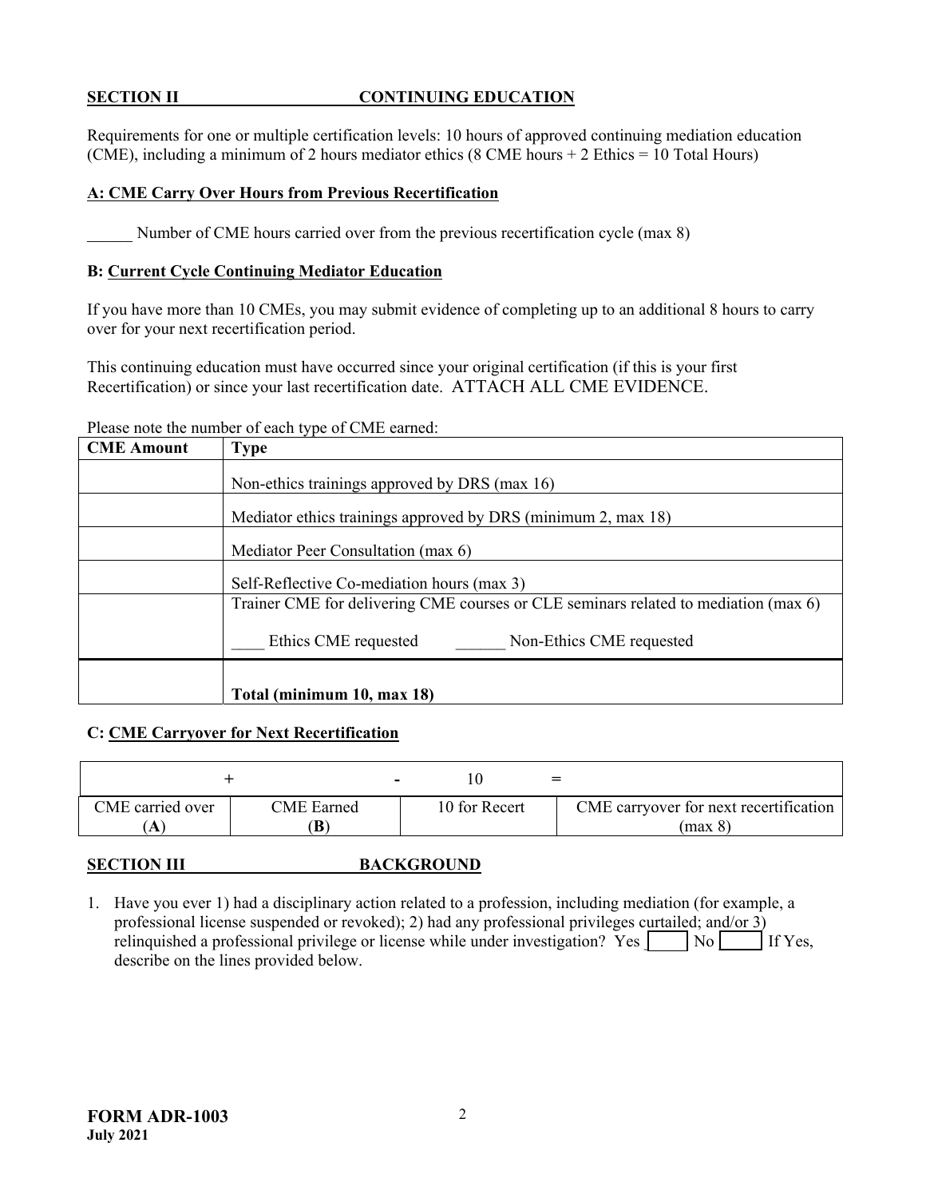**SECTION II CONTINUING EDUCATION**

Requirements for one or multiple certification levels: 10 hours of approved continuing mediation education (CME), including a minimum of 2 hours mediator ethics (8 CME hours + 2 Ethics = 10 Total Hours)

**A: CME Carry Over Hours from Previous Recertification**

______ Number of CME hours carried over from the previous recertification cycle (max 8)

**B: Current Cycle Continuing Mediator Education**

If you have more than 10 CMEs, you may submit evidence of completing up to an additional 8 hours to carry over for your next recertification period.

This continuing education must have occurred since your original certification (if this is your first Recertification) or since your last recertification date. ATTACH ALL CME EVIDENCE.

Please note the number of each type of CME earned:

| CME Amount | Type |
|---|---|
| | Non-ethics trainings approved by DRS (max 16) |
| | Mediator ethics trainings approved by DRS (minimum 2, max 18) |
| | Mediator Peer Consultation (max 6) |
| | Self-Reflective Co-mediation hours (max 3) |
| | Trainer CME for delivering CME courses or CLE seminars related to mediation (max 6)<br>____ Ethics CME requested ______ Non-Ethics CME requested |
| | **Total (minimum 10, max 18)** |

**C: CME Carryover for Next Recertification**

| + | - | 10 = | |
|---|---|---|---|
| CME carried over (**A**) | CME Earned (**B**) | 10 for Recert | CME carryover for next recertification (max 8) |

**SECTION III BACKGROUND**

1. Have you ever 1) had a disciplinary action related to a profession, including mediation (for example, a professional license suspended or revoked); 2) had any professional privileges curtailed; and/or 3) relinquished a professional privilege or license while under investigation? Yes ____ No ____ If Yes, describe on the lines provided below.

**FORM ADR-1003**
**July 2021**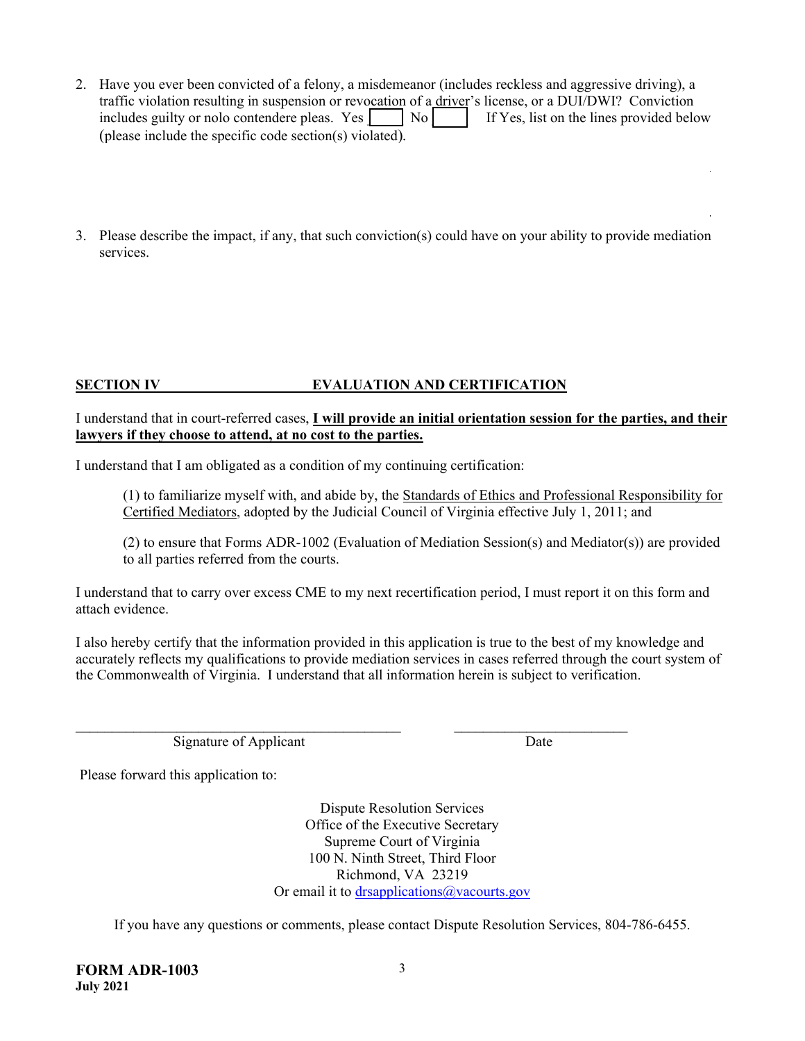2. Have you ever been convicted of a felony, a misdemeanor (includes reckless and aggressive driving), a traffic violation resulting in suspension or revocation of a driver's license, or a DUI/DWI? Conviction includes guilty or nolo contendere pleas. Yes [ ] No [ ] If Yes, list on the lines provided below (please include the specific code section(s) violated).

3. Please describe the impact, if any, that such conviction(s) could have on your ability to provide mediation services.

## SECTION IV EVALUATION AND CERTIFICATION

I understand that in court-referred cases, **I will provide an initial orientation session for the parties, and their lawyers if they choose to attend, at no cost to the parties.**

I understand that I am obligated as a condition of my continuing certification:

(1) to familiarize myself with, and abide by, the Standards of Ethics and Professional Responsibility for Certified Mediators, adopted by the Judicial Council of Virginia effective July 1, 2011; and

(2) to ensure that Forms ADR-1002 (Evaluation of Mediation Session(s) and Mediator(s)) are provided to all parties referred from the courts.

I understand that to carry over excess CME to my next recertification period, I must report it on this form and attach evidence.

I also hereby certify that the information provided in this application is true to the best of my knowledge and accurately reflects my qualifications to provide mediation services in cases referred through the court system of the Commonwealth of Virginia. I understand that all information herein is subject to verification.

______________________________________________ ________________________
Signature of Applicant Date

Please forward this application to:

Dispute Resolution Services
Office of the Executive Secretary
Supreme Court of Virginia
100 N. Ninth Street, Third Floor
Richmond, VA 23219
Or email it to drsapplications@vacourts.gov

If you have any questions or comments, please contact Dispute Resolution Services, 804-786-6455.

**FORM ADR-1003**
**July 2021**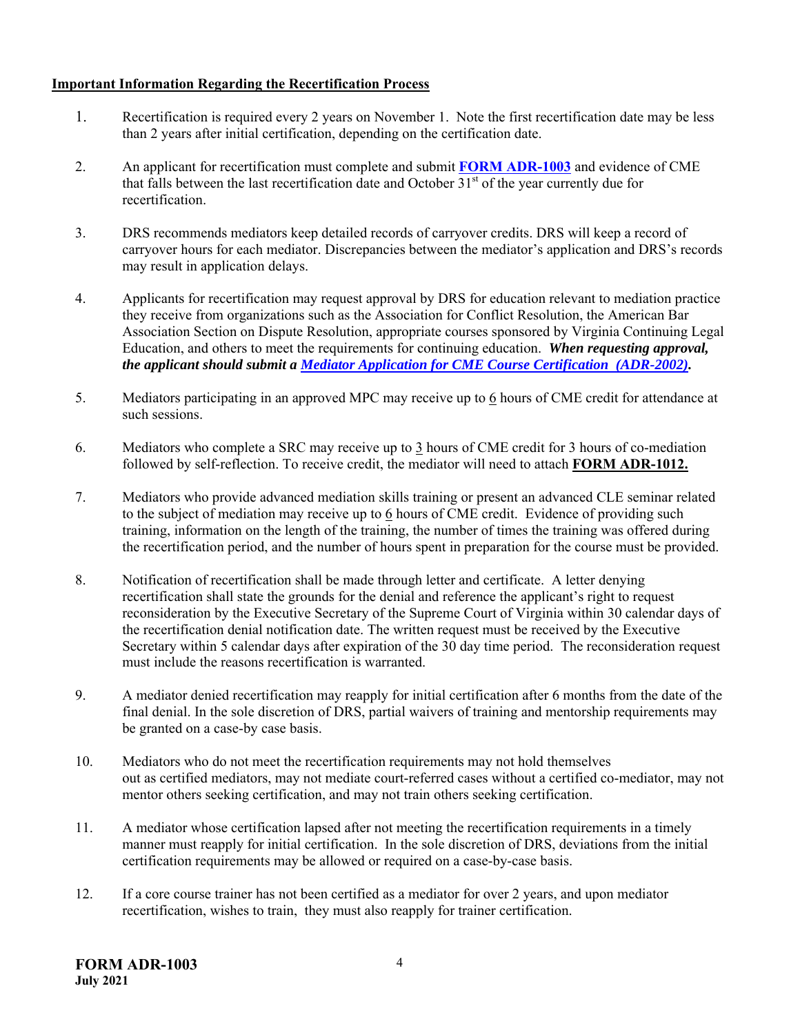**Important Information Regarding the Recertification Process**

1. Recertification is required every 2 years on November 1. Note the first recertification date may be less than 2 years after initial certification, depending on the certification date.

2. An applicant for recertification must complete and submit **FORM ADR-1003** and evidence of CME that falls between the last recertification date and October 31st of the year currently due for recertification.

3. DRS recommends mediators keep detailed records of carryover credits. DRS will keep a record of carryover hours for each mediator. Discrepancies between the mediator's application and DRS's records may result in application delays.

4. Applicants for recertification may request approval by DRS for education relevant to mediation practice they receive from organizations such as the Association for Conflict Resolution, the American Bar Association Section on Dispute Resolution, appropriate courses sponsored by Virginia Continuing Legal Education, and others to meet the requirements for continuing education. ***When requesting approval, the applicant should submit a Mediator Application for CME Course Certification (ADR-2002).***

5. Mediators participating in an approved MPC may receive up to 6 hours of CME credit for attendance at such sessions.

6. Mediators who complete a SRC may receive up to 3 hours of CME credit for 3 hours of co-mediation followed by self-reflection. To receive credit, the mediator will need to attach **FORM ADR-1012.**

7. Mediators who provide advanced mediation skills training or present an advanced CLE seminar related to the subject of mediation may receive up to 6 hours of CME credit. Evidence of providing such training, information on the length of the training, the number of times the training was offered during the recertification period, and the number of hours spent in preparation for the course must be provided.

8. Notification of recertification shall be made through letter and certificate. A letter denying recertification shall state the grounds for the denial and reference the applicant's right to request reconsideration by the Executive Secretary of the Supreme Court of Virginia within 30 calendar days of the recertification denial notification date. The written request must be received by the Executive Secretary within 5 calendar days after expiration of the 30 day time period. The reconsideration request must include the reasons recertification is warranted.

9. A mediator denied recertification may reapply for initial certification after 6 months from the date of the final denial. In the sole discretion of DRS, partial waivers of training and mentorship requirements may be granted on a case-by case basis.

10. Mediators who do not meet the recertification requirements may not hold themselves out as certified mediators, may not mediate court-referred cases without a certified co-mediator, may not mentor others seeking certification, and may not train others seeking certification.

11. A mediator whose certification lapsed after not meeting the recertification requirements in a timely manner must reapply for initial certification. In the sole discretion of DRS, deviations from the initial certification requirements may be allowed or required on a case-by-case basis.

12. If a core course trainer has not been certified as a mediator for over 2 years, and upon mediator recertification, wishes to train, they must also reapply for trainer certification.